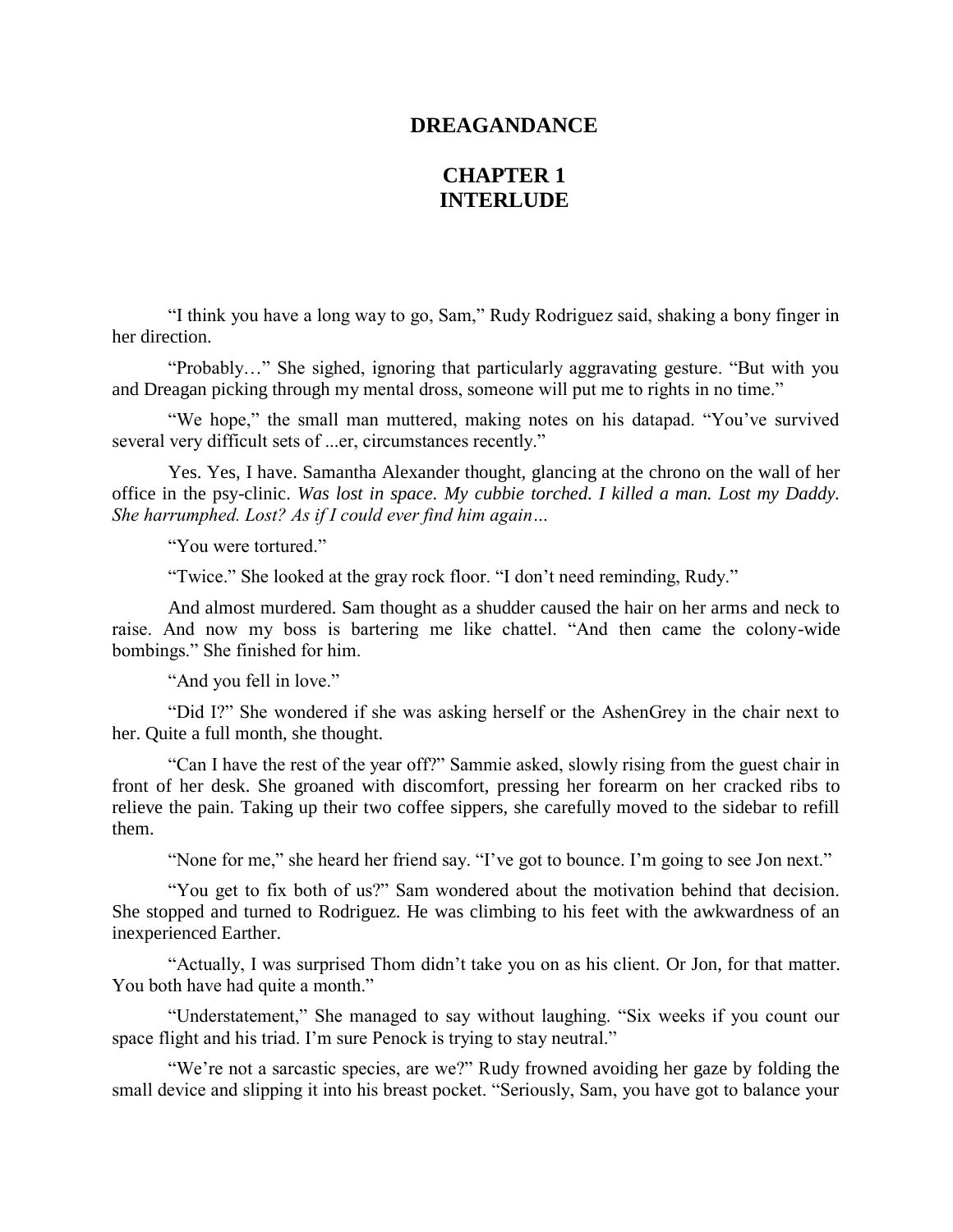# DREAGANDANCE

## CHAPTER 1
## INTERLUDE

"I think you have a long way to go, Sam," Rudy Rodriguez said, shaking a bony finger in her direction.

"Probably…" She sighed, ignoring that particularly aggravating gesture. "But with you and Dreagan picking through my mental dross, someone will put me to rights in no time."

"We hope," the small man muttered, making notes on his datapad. "You've survived several very difficult sets of ...er, circumstances recently."

Yes. Yes, I have. Samantha Alexander thought, glancing at the chrono on the wall of her office in the psy-clinic. *Was lost in space. My cubbie torched. I killed a man. Lost my Daddy. She harrumphed. Lost? As if I could ever find him again…*

"You were tortured."

"Twice." She looked at the gray rock floor. "I don't need reminding, Rudy."

And almost murdered. Sam thought as a shudder caused the hair on her arms and neck to raise. And now my boss is bartering me like chattel. "And then came the colony-wide bombings." She finished for him.

"And you fell in love."

"Did I?" She wondered if she was asking herself or the AshenGrey in the chair next to her. Quite a full month, she thought.

"Can I have the rest of the year off?" Sammie asked, slowly rising from the guest chair in front of her desk. She groaned with discomfort, pressing her forearm on her cracked ribs to relieve the pain. Taking up their two coffee sippers, she carefully moved to the sidebar to refill them.

"None for me," she heard her friend say. "I've got to bounce. I'm going to see Jon next."

"You get to fix both of us?" Sam wondered about the motivation behind that decision. She stopped and turned to Rodriguez. He was climbing to his feet with the awkwardness of an inexperienced Earther.

"Actually, I was surprised Thom didn't take you on as his client. Or Jon, for that matter. You both have had quite a month."

"Understatement," She managed to say without laughing. "Six weeks if you count our space flight and his triad. I'm sure Penock is trying to stay neutral."

"We're not a sarcastic species, are we?" Rudy frowned avoiding her gaze by folding the small device and slipping it into his breast pocket. "Seriously, Sam, you have got to balance your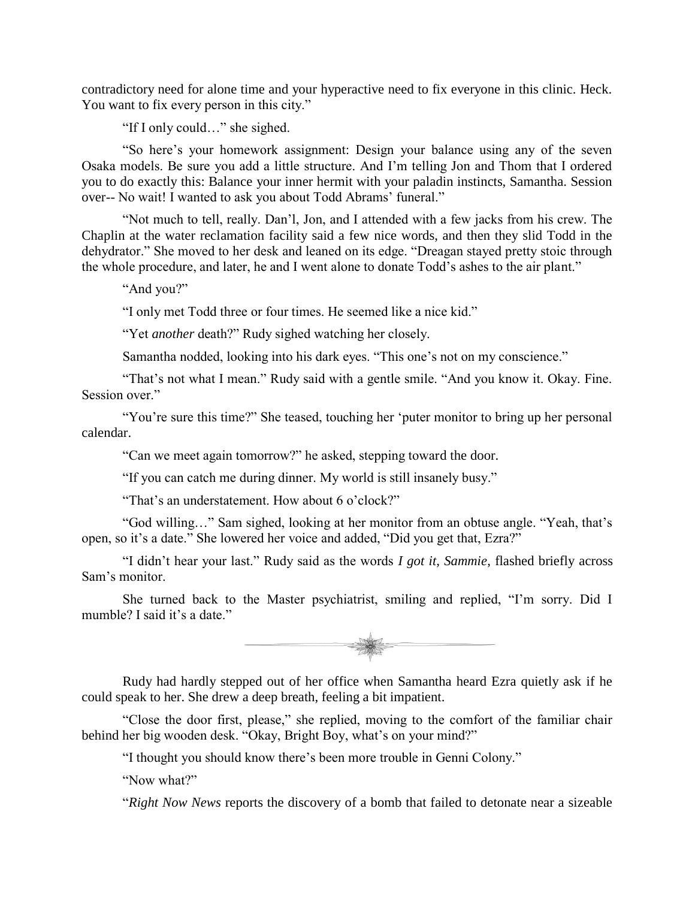contradictory need for alone time and your hyperactive need to fix everyone in this clinic. Heck. You want to fix every person in this city."

"If I only could…" she sighed.

"So here's your homework assignment: Design your balance using any of the seven Osaka models. Be sure you add a little structure. And I'm telling Jon and Thom that I ordered you to do exactly this: Balance your inner hermit with your paladin instincts, Samantha. Session over-- No wait! I wanted to ask you about Todd Abrams' funeral."

"Not much to tell, really. Dan'l, Jon, and I attended with a few jacks from his crew. The Chaplin at the water reclamation facility said a few nice words, and then they slid Todd in the dehydrator." She moved to her desk and leaned on its edge. "Dreagan stayed pretty stoic through the whole procedure, and later, he and I went alone to donate Todd's ashes to the air plant."

"And you?"

"I only met Todd three or four times. He seemed like a nice kid."

"Yet *another* death?" Rudy sighed watching her closely.

Samantha nodded, looking into his dark eyes. "This one's not on my conscience."

"That's not what I mean." Rudy said with a gentle smile. "And you know it. Okay. Fine. Session over."

"You're sure this time?" She teased, touching her 'puter monitor to bring up her personal calendar.

"Can we meet again tomorrow?" he asked, stepping toward the door.

"If you can catch me during dinner. My world is still insanely busy."

"That's an understatement. How about 6 o'clock?"

"God willing…" Sam sighed, looking at her monitor from an obtuse angle. "Yeah, that's open, so it's a date." She lowered her voice and added, "Did you get that, Ezra?"

"I didn't hear your last." Rudy said as the words *I got it, Sammie,* flashed briefly across Sam's monitor.

She turned back to the Master psychiatrist, smiling and replied, "I'm sorry. Did I mumble? I said it's a date."

---

Rudy had hardly stepped out of her office when Samantha heard Ezra quietly ask if he could speak to her. She drew a deep breath, feeling a bit impatient.

"Close the door first, please," she replied, moving to the comfort of the familiar chair behind her big wooden desk. "Okay, Bright Boy, what's on your mind?"

"I thought you should know there's been more trouble in Genni Colony."

"Now what?"

"*Right Now News* reports the discovery of a bomb that failed to detonate near a sizeable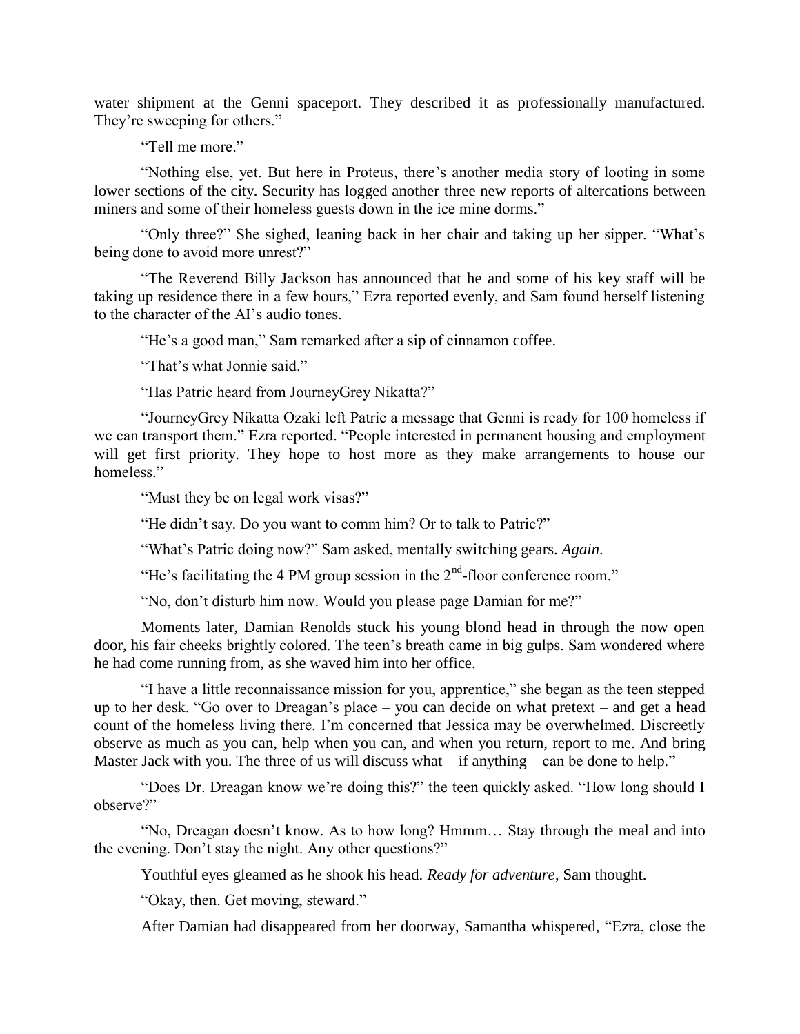water shipment at the Genni spaceport. They described it as professionally manufactured. They're sweeping for others."

"Tell me more."

"Nothing else, yet. But here in Proteus, there's another media story of looting in some lower sections of the city. Security has logged another three new reports of altercations between miners and some of their homeless guests down in the ice mine dorms."

"Only three?" She sighed, leaning back in her chair and taking up her sipper. "What's being done to avoid more unrest?"

"The Reverend Billy Jackson has announced that he and some of his key staff will be taking up residence there in a few hours," Ezra reported evenly, and Sam found herself listening to the character of the AI's audio tones.

"He's a good man," Sam remarked after a sip of cinnamon coffee.

"That's what Jonnie said."

"Has Patric heard from JourneyGrey Nikatta?"

"JourneyGrey Nikatta Ozaki left Patric a message that Genni is ready for 100 homeless if we can transport them." Ezra reported. "People interested in permanent housing and employment will get first priority. They hope to host more as they make arrangements to house our homeless."

"Must they be on legal work visas?"

"He didn't say. Do you want to comm him? Or to talk to Patric?"

"What's Patric doing now?" Sam asked, mentally switching gears. *Again.*

"He's facilitating the 4 PM group session in the 2nd-floor conference room."

"No, don't disturb him now. Would you please page Damian for me?"

Moments later, Damian Renolds stuck his young blond head in through the now open door, his fair cheeks brightly colored. The teen's breath came in big gulps. Sam wondered where he had come running from, as she waved him into her office.

"I have a little reconnaissance mission for you, apprentice," she began as the teen stepped up to her desk. "Go over to Dreagan's place – you can decide on what pretext – and get a head count of the homeless living there. I'm concerned that Jessica may be overwhelmed. Discreetly observe as much as you can, help when you can, and when you return, report to me. And bring Master Jack with you. The three of us will discuss what – if anything – can be done to help."

"Does Dr. Dreagan know we're doing this?" the teen quickly asked. "How long should I observe?"

"No, Dreagan doesn't know. As to how long? Hmmm… Stay through the meal and into the evening. Don't stay the night. Any other questions?"

Youthful eyes gleamed as he shook his head. *Ready for adventure*, Sam thought.

"Okay, then. Get moving, steward."

After Damian had disappeared from her doorway, Samantha whispered, "Ezra, close the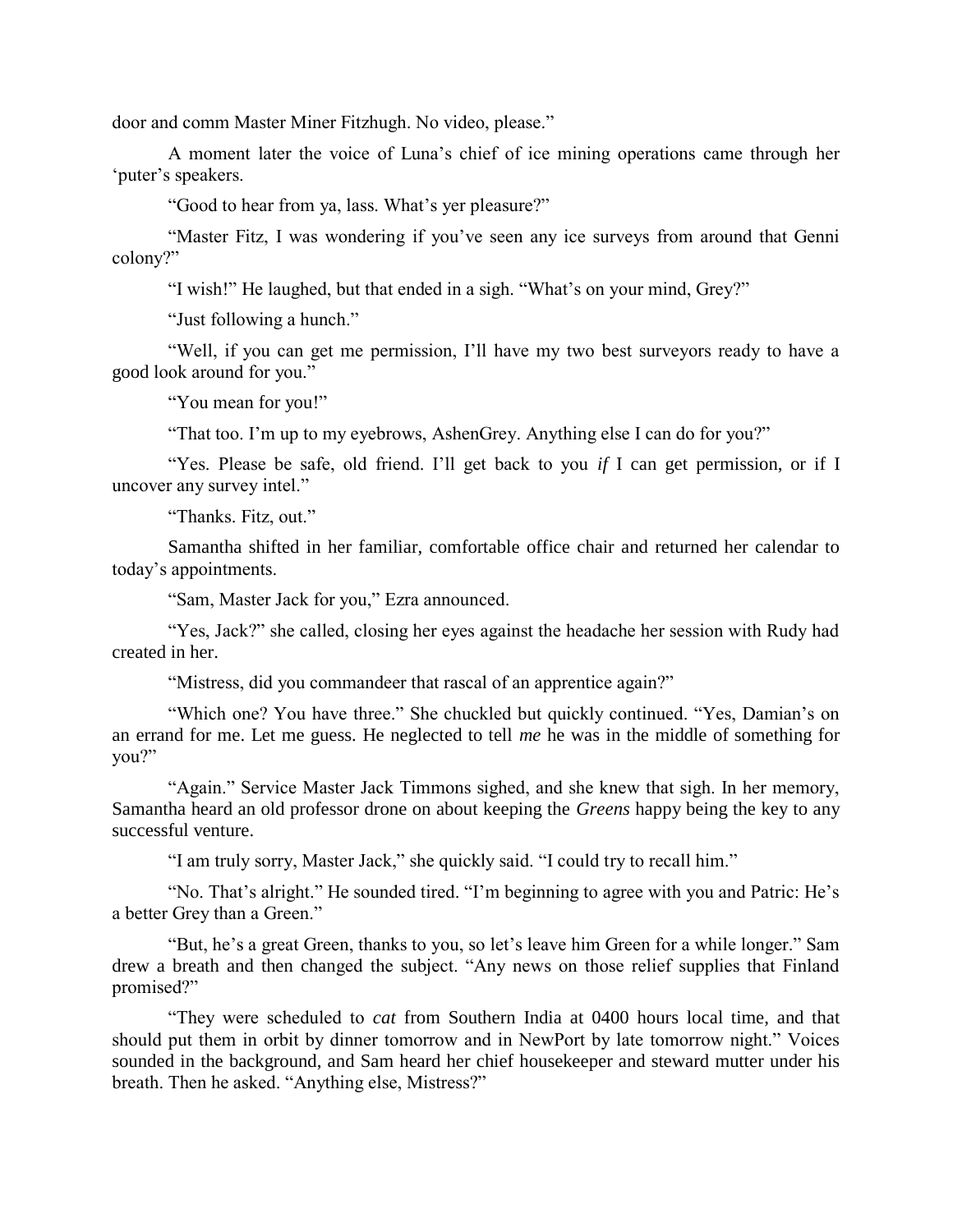door and comm Master Miner Fitzhugh. No video, please."

A moment later the voice of Luna's chief of ice mining operations came through her 'puter's speakers.

"Good to hear from ya, lass. What's yer pleasure?"

"Master Fitz, I was wondering if you've seen any ice surveys from around that Genni colony?"

"I wish!" He laughed, but that ended in a sigh. "What's on your mind, Grey?"

"Just following a hunch."

"Well, if you can get me permission, I'll have my two best surveyors ready to have a good look around for you."

"You mean for you!"

"That too. I'm up to my eyebrows, AshenGrey. Anything else I can do for you?"

"Yes. Please be safe, old friend. I'll get back to you *if* I can get permission, or if I uncover any survey intel."

"Thanks. Fitz, out."

Samantha shifted in her familiar, comfortable office chair and returned her calendar to today's appointments.

"Sam, Master Jack for you," Ezra announced.

"Yes, Jack?" she called, closing her eyes against the headache her session with Rudy had created in her.

"Mistress, did you commandeer that rascal of an apprentice again?"

"Which one? You have three." She chuckled but quickly continued. "Yes, Damian's on an errand for me. Let me guess. He neglected to tell *me* he was in the middle of something for you?"

"Again." Service Master Jack Timmons sighed, and she knew that sigh. In her memory, Samantha heard an old professor drone on about keeping the *Greens* happy being the key to any successful venture.

"I am truly sorry, Master Jack," she quickly said. "I could try to recall him."

"No. That's alright." He sounded tired. "I'm beginning to agree with you and Patric: He's a better Grey than a Green."

"But, he's a great Green, thanks to you, so let's leave him Green for a while longer." Sam drew a breath and then changed the subject. "Any news on those relief supplies that Finland promised?"

"They were scheduled to *cat* from Southern India at 0400 hours local time, and that should put them in orbit by dinner tomorrow and in NewPort by late tomorrow night." Voices sounded in the background, and Sam heard her chief housekeeper and steward mutter under his breath. Then he asked. "Anything else, Mistress?"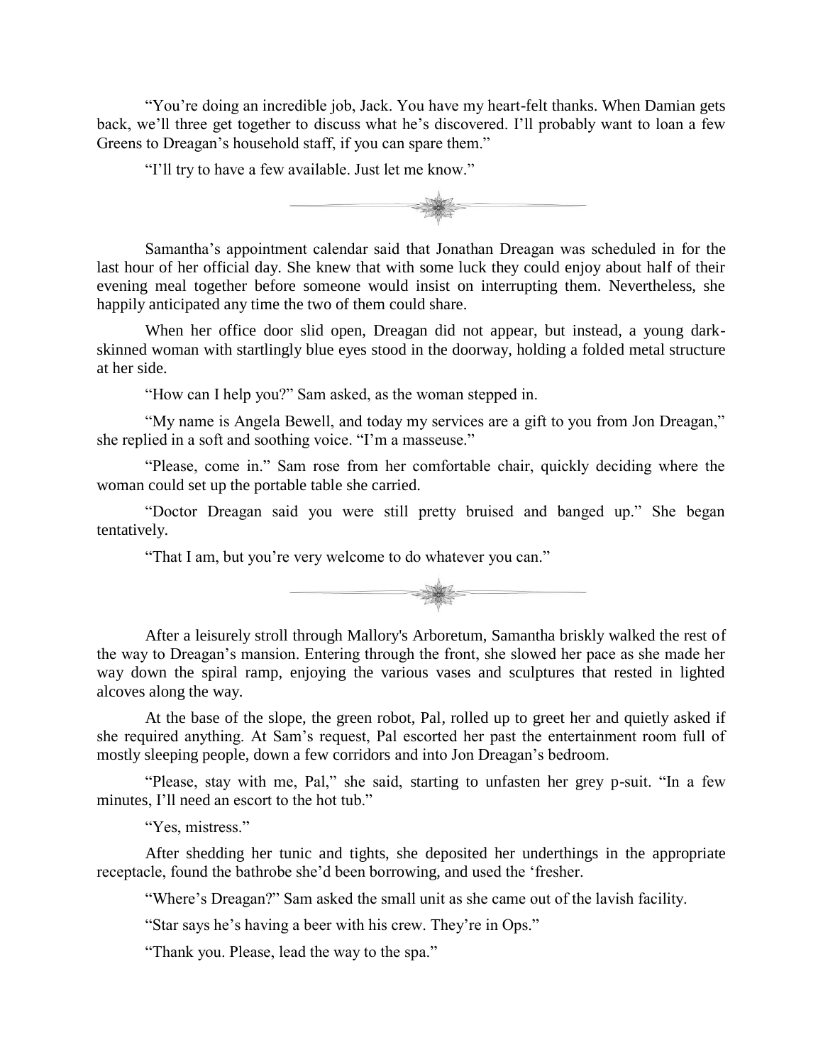"You're doing an incredible job, Jack. You have my heart-felt thanks. When Damian gets back, we'll three get together to discuss what he's discovered. I'll probably want to loan a few Greens to Dreagan's household staff, if you can spare them."

"I'll try to have a few available. Just let me know."

---

Samantha's appointment calendar said that Jonathan Dreagan was scheduled in for the last hour of her official day. She knew that with some luck they could enjoy about half of their evening meal together before someone would insist on interrupting them. Nevertheless, she happily anticipated any time the two of them could share.

When her office door slid open, Dreagan did not appear, but instead, a young dark-skinned woman with startlingly blue eyes stood in the doorway, holding a folded metal structure at her side.

"How can I help you?" Sam asked, as the woman stepped in.

"My name is Angela Bewell, and today my services are a gift to you from Jon Dreagan," she replied in a soft and soothing voice. "I'm a masseuse."

"Please, come in." Sam rose from her comfortable chair, quickly deciding where the woman could set up the portable table she carried.

"Doctor Dreagan said you were still pretty bruised and banged up." She began tentatively.

"That I am, but you're very welcome to do whatever you can."

---

After a leisurely stroll through Mallory's Arboretum, Samantha briskly walked the rest of the way to Dreagan's mansion. Entering through the front, she slowed her pace as she made her way down the spiral ramp, enjoying the various vases and sculptures that rested in lighted alcoves along the way.

At the base of the slope, the green robot, Pal, rolled up to greet her and quietly asked if she required anything. At Sam's request, Pal escorted her past the entertainment room full of mostly sleeping people, down a few corridors and into Jon Dreagan's bedroom.

"Please, stay with me, Pal," she said, starting to unfasten her grey p-suit. "In a few minutes, I'll need an escort to the hot tub."

"Yes, mistress."

After shedding her tunic and tights, she deposited her underthings in the appropriate receptacle, found the bathrobe she'd been borrowing, and used the 'fresher.

"Where's Dreagan?" Sam asked the small unit as she came out of the lavish facility.

"Star says he's having a beer with his crew. They're in Ops."

"Thank you. Please, lead the way to the spa."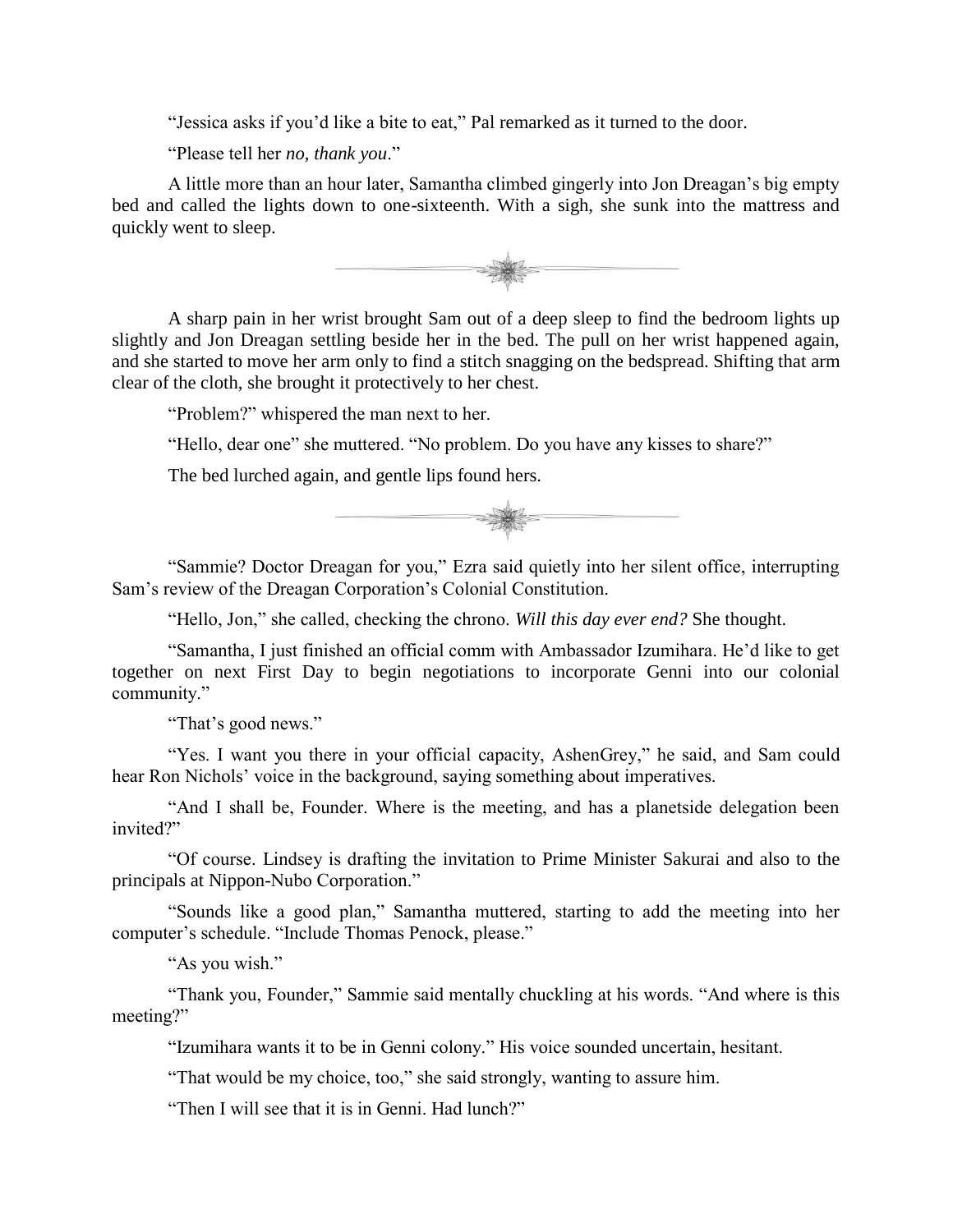"Jessica asks if you'd like a bite to eat," Pal remarked as it turned to the door.

"Please tell her *no, thank you*."

A little more than an hour later, Samantha climbed gingerly into Jon Dreagan's big empty bed and called the lights down to one-sixteenth. With a sigh, she sunk into the mattress and quickly went to sleep.

---

A sharp pain in her wrist brought Sam out of a deep sleep to find the bedroom lights up slightly and Jon Dreagan settling beside her in the bed. The pull on her wrist happened again, and she started to move her arm only to find a stitch snagging on the bedspread. Shifting that arm clear of the cloth, she brought it protectively to her chest.

"Problem?" whispered the man next to her.

"Hello, dear one" she muttered. "No problem. Do you have any kisses to share?"

The bed lurched again, and gentle lips found hers.

---

"Sammie? Doctor Dreagan for you," Ezra said quietly into her silent office, interrupting Sam's review of the Dreagan Corporation's Colonial Constitution.

"Hello, Jon," she called, checking the chrono. *Will this day ever end?* She thought.

"Samantha, I just finished an official comm with Ambassador Izumihara. He'd like to get together on next First Day to begin negotiations to incorporate Genni into our colonial community."

"That's good news."

"Yes. I want you there in your official capacity, AshenGrey," he said, and Sam could hear Ron Nichols' voice in the background, saying something about imperatives.

"And I shall be, Founder. Where is the meeting, and has a planetside delegation been invited?"

"Of course. Lindsey is drafting the invitation to Prime Minister Sakurai and also to the principals at Nippon-Nubo Corporation."

"Sounds like a good plan," Samantha muttered, starting to add the meeting into her computer's schedule. "Include Thomas Penock, please."

"As you wish."

"Thank you, Founder," Sammie said mentally chuckling at his words. "And where is this meeting?"

"Izumihara wants it to be in Genni colony." His voice sounded uncertain, hesitant.

"That would be my choice, too," she said strongly, wanting to assure him.

"Then I will see that it is in Genni. Had lunch?"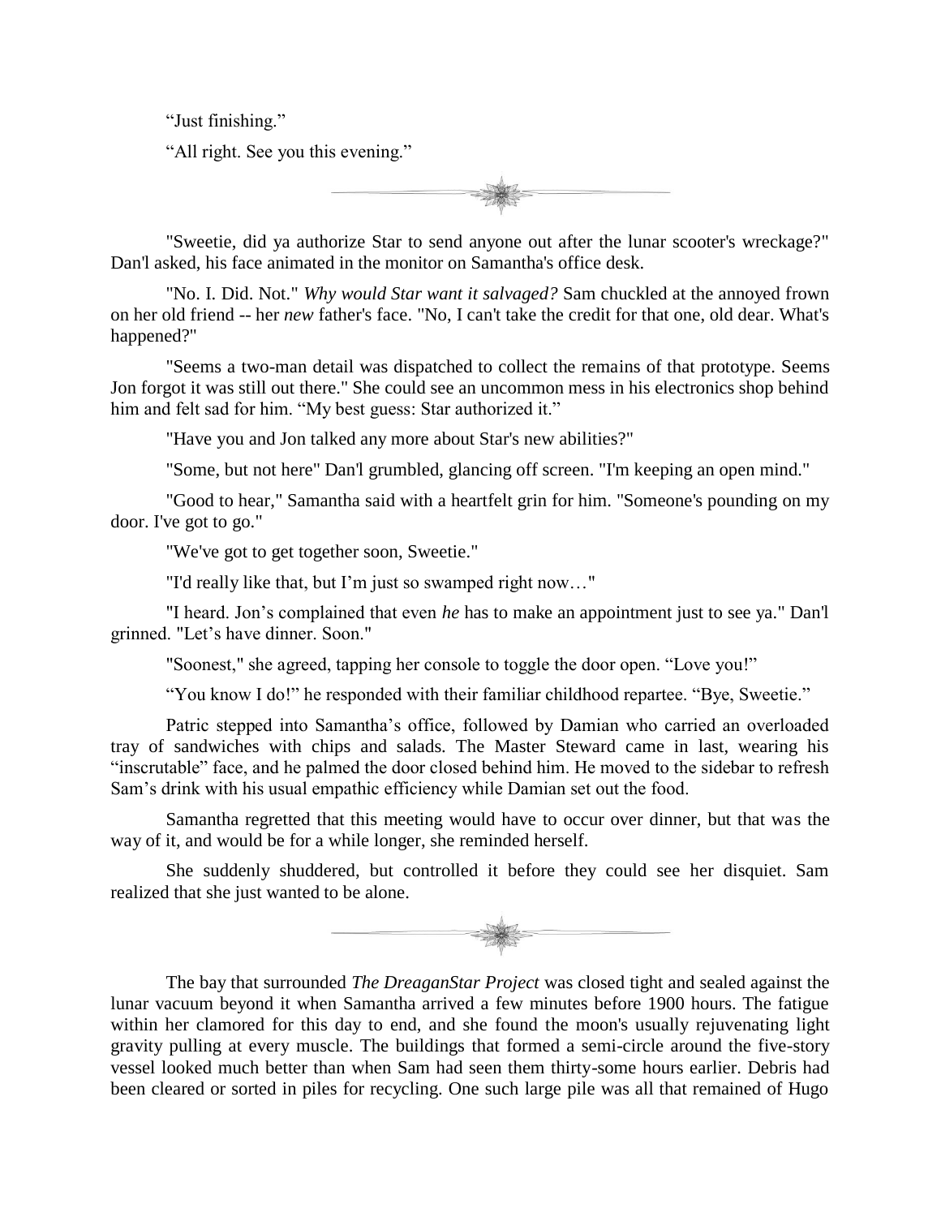"Just finishing."

"All right. See you this evening."

---

"Sweetie, did ya authorize Star to send anyone out after the lunar scooter's wreckage?" Dan'l asked, his face animated in the monitor on Samantha's office desk.

"No. I. Did. Not." *Why would Star want it salvaged?* Sam chuckled at the annoyed frown on her old friend -- her *new* father's face. "No, I can't take the credit for that one, old dear. What's happened?"

"Seems a two-man detail was dispatched to collect the remains of that prototype. Seems Jon forgot it was still out there." She could see an uncommon mess in his electronics shop behind him and felt sad for him. "My best guess: Star authorized it."

"Have you and Jon talked any more about Star's new abilities?"

"Some, but not here" Dan'l grumbled, glancing off screen. "I'm keeping an open mind."

"Good to hear," Samantha said with a heartfelt grin for him. "Someone's pounding on my door. I've got to go."

"We've got to get together soon, Sweetie."

"I'd really like that, but I'm just so swamped right now…"

"I heard. Jon's complained that even *he* has to make an appointment just to see ya." Dan'l grinned. "Let's have dinner. Soon."

"Soonest," she agreed, tapping her console to toggle the door open. "Love you!"

"You know I do!" he responded with their familiar childhood repartee. "Bye, Sweetie."

Patric stepped into Samantha's office, followed by Damian who carried an overloaded tray of sandwiches with chips and salads. The Master Steward came in last, wearing his "inscrutable" face, and he palmed the door closed behind him. He moved to the sidebar to refresh Sam's drink with his usual empathic efficiency while Damian set out the food.

Samantha regretted that this meeting would have to occur over dinner, but that was the way of it, and would be for a while longer, she reminded herself.

She suddenly shuddered, but controlled it before they could see her disquiet. Sam realized that she just wanted to be alone.

---

The bay that surrounded *The DreaganStar Project* was closed tight and sealed against the lunar vacuum beyond it when Samantha arrived a few minutes before 1900 hours. The fatigue within her clamored for this day to end, and she found the moon's usually rejuvenating light gravity pulling at every muscle. The buildings that formed a semi-circle around the five-story vessel looked much better than when Sam had seen them thirty-some hours earlier. Debris had been cleared or sorted in piles for recycling. One such large pile was all that remained of Hugo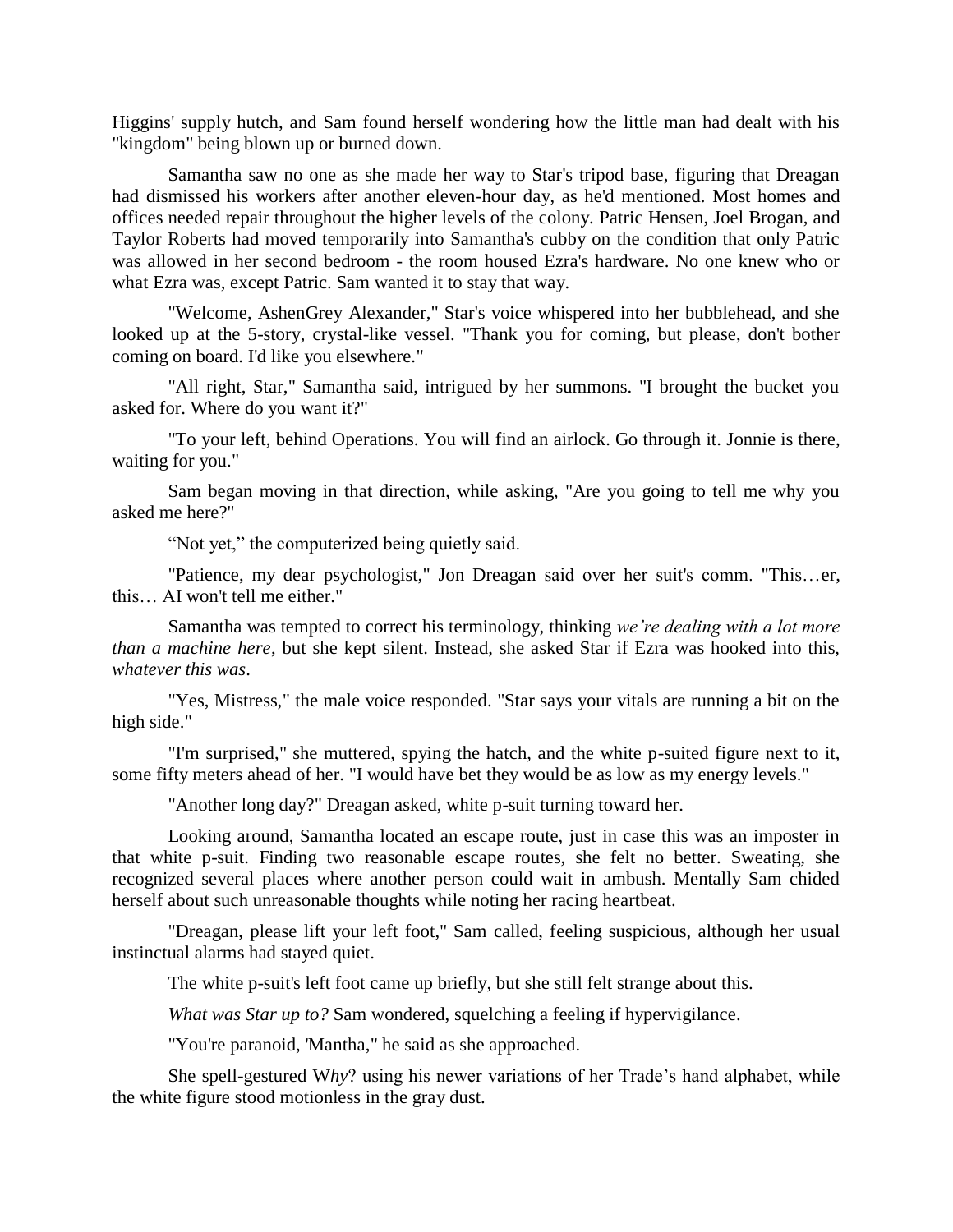Higgins' supply hutch, and Sam found herself wondering how the little man had dealt with his "kingdom" being blown up or burned down.

Samantha saw no one as she made her way to Star's tripod base, figuring that Dreagan had dismissed his workers after another eleven-hour day, as he'd mentioned. Most homes and offices needed repair throughout the higher levels of the colony. Patric Hensen, Joel Brogan, and Taylor Roberts had moved temporarily into Samantha's cubby on the condition that only Patric was allowed in her second bedroom - the room housed Ezra's hardware. No one knew who or what Ezra was, except Patric. Sam wanted it to stay that way.

"Welcome, AshenGrey Alexander," Star's voice whispered into her bubblehead, and she looked up at the 5-story, crystal-like vessel. "Thank you for coming, but please, don't bother coming on board. I'd like you elsewhere."

"All right, Star," Samantha said, intrigued by her summons. "I brought the bucket you asked for. Where do you want it?"

"To your left, behind Operations. You will find an airlock. Go through it. Jonnie is there, waiting for you."

Sam began moving in that direction, while asking, "Are you going to tell me why you asked me here?"

"Not yet," the computerized being quietly said.

"Patience, my dear psychologist," Jon Dreagan said over her suit's comm. "This…er, this… AI won't tell me either."

Samantha was tempted to correct his terminology, thinking *we're dealing with a lot more than a machine here*, but she kept silent. Instead, she asked Star if Ezra was hooked into this, *whatever this was*.

"Yes, Mistress," the male voice responded. "Star says your vitals are running a bit on the high side."

"I'm surprised," she muttered, spying the hatch, and the white p-suited figure next to it, some fifty meters ahead of her. "I would have bet they would be as low as my energy levels."

"Another long day?" Dreagan asked, white p-suit turning toward her.

Looking around, Samantha located an escape route, just in case this was an imposter in that white p-suit. Finding two reasonable escape routes, she felt no better. Sweating, she recognized several places where another person could wait in ambush. Mentally Sam chided herself about such unreasonable thoughts while noting her racing heartbeat.

"Dreagan, please lift your left foot," Sam called, feeling suspicious, although her usual instinctual alarms had stayed quiet.

The white p-suit's left foot came up briefly, but she still felt strange about this.

*What was Star up to?* Sam wondered, squelching a feeling if hypervigilance.

"You're paranoid, 'Mantha," he said as she approached.

She spell-gestured W*hy*? using his newer variations of her Trade's hand alphabet, while the white figure stood motionless in the gray dust.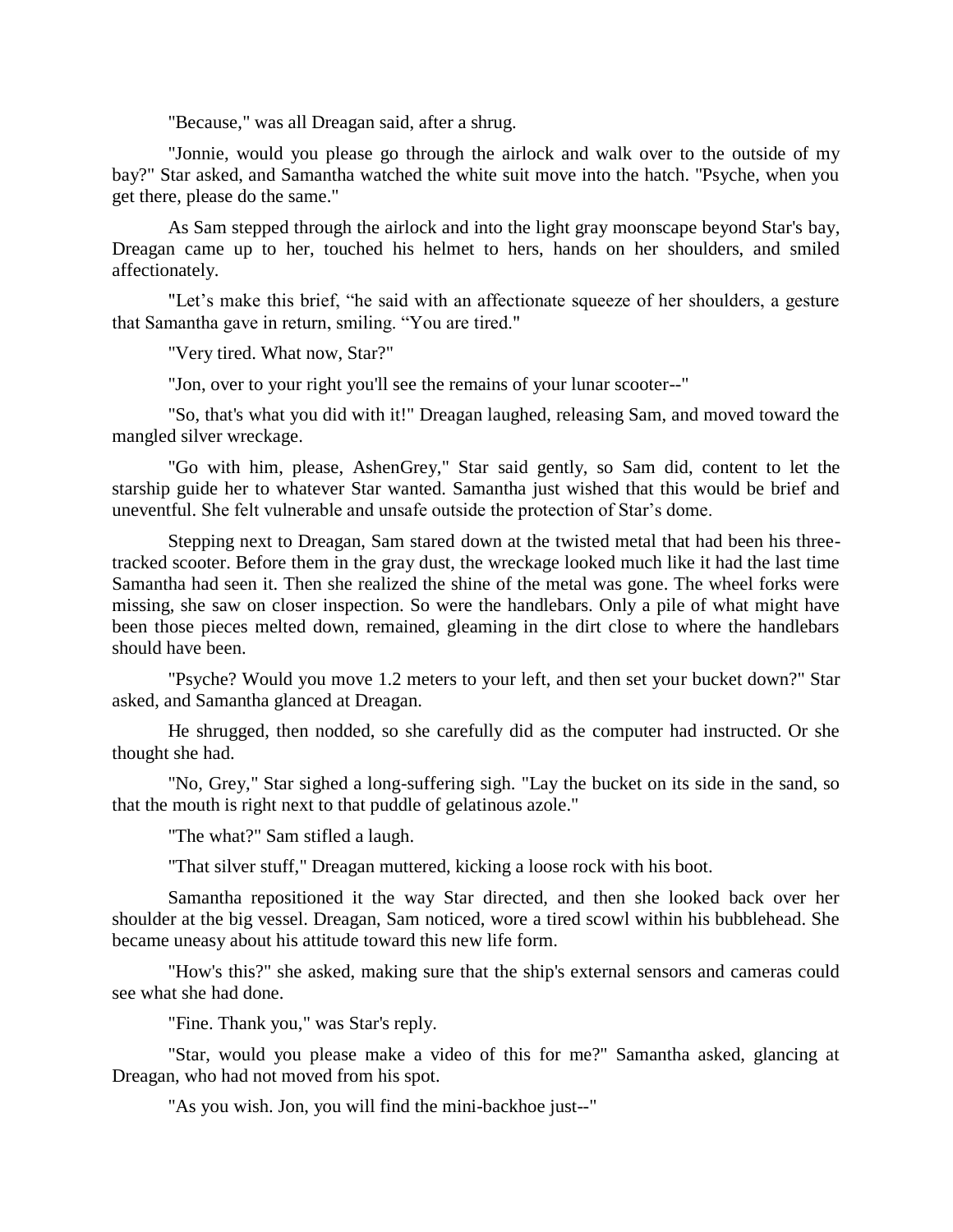"Because," was all Dreagan said, after a shrug.

"Jonnie, would you please go through the airlock and walk over to the outside of my bay?" Star asked, and Samantha watched the white suit move into the hatch. "Psyche, when you get there, please do the same."

As Sam stepped through the airlock and into the light gray moonscape beyond Star's bay, Dreagan came up to her, touched his helmet to hers, hands on her shoulders, and smiled affectionately.

"Let’s make this brief, “he said with an affectionate squeeze of her shoulders, a gesture that Samantha gave in return, smiling. “You are tired."

"Very tired. What now, Star?"

"Jon, over to your right you'll see the remains of your lunar scooter--"

"So, that's what you did with it!" Dreagan laughed, releasing Sam, and moved toward the mangled silver wreckage.

"Go with him, please, AshenGrey," Star said gently, so Sam did, content to let the starship guide her to whatever Star wanted. Samantha just wished that this would be brief and uneventful. She felt vulnerable and unsafe outside the protection of Star’s dome.

Stepping next to Dreagan, Sam stared down at the twisted metal that had been his three-tracked scooter. Before them in the gray dust, the wreckage looked much like it had the last time Samantha had seen it. Then she realized the shine of the metal was gone. The wheel forks were missing, she saw on closer inspection. So were the handlebars. Only a pile of what might have been those pieces melted down, remained, gleaming in the dirt close to where the handlebars should have been.

"Psyche? Would you move 1.2 meters to your left, and then set your bucket down?" Star asked, and Samantha glanced at Dreagan.

He shrugged, then nodded, so she carefully did as the computer had instructed. Or she thought she had.

"No, Grey," Star sighed a long-suffering sigh. "Lay the bucket on its side in the sand, so that the mouth is right next to that puddle of gelatinous azole."

"The what?" Sam stifled a laugh.

"That silver stuff," Dreagan muttered, kicking a loose rock with his boot.

Samantha repositioned it the way Star directed, and then she looked back over her shoulder at the big vessel. Dreagan, Sam noticed, wore a tired scowl within his bubblehead. She became uneasy about his attitude toward this new life form.

"How's this?" she asked, making sure that the ship's external sensors and cameras could see what she had done.

"Fine. Thank you," was Star's reply.

"Star, would you please make a video of this for me?" Samantha asked, glancing at Dreagan, who had not moved from his spot.

"As you wish. Jon, you will find the mini-backhoe just--"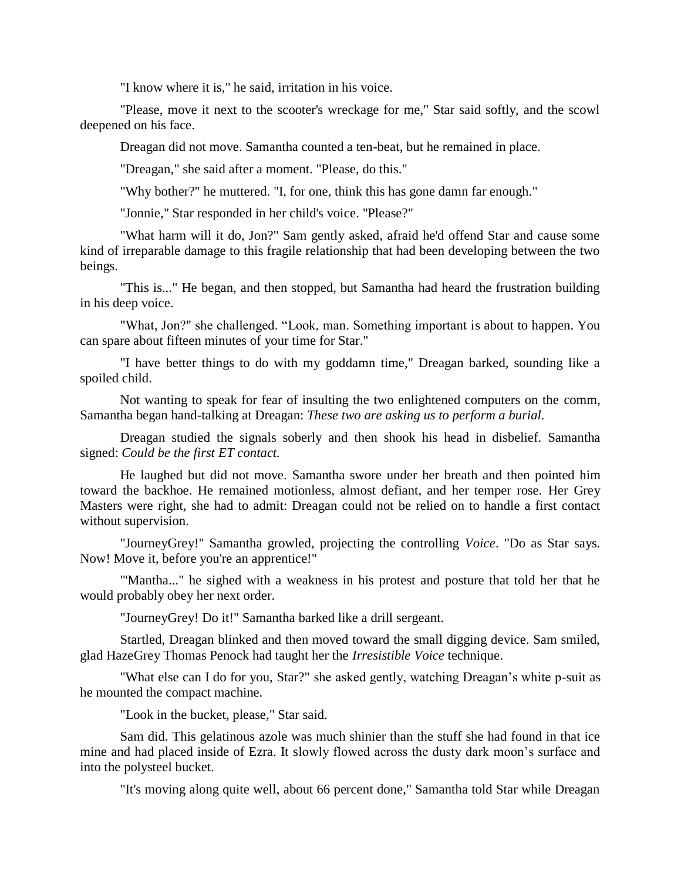"I know where it is," he said, irritation in his voice.

"Please, move it next to the scooter's wreckage for me," Star said softly, and the scowl deepened on his face.

Dreagan did not move. Samantha counted a ten-beat, but he remained in place.

"Dreagan," she said after a moment. "Please, do this."

"Why bother?" he muttered. "I, for one, think this has gone damn far enough."

"Jonnie," Star responded in her child's voice. "Please?"

"What harm will it do, Jon?" Sam gently asked, afraid he'd offend Star and cause some kind of irreparable damage to this fragile relationship that had been developing between the two beings.

"This is..." He began, and then stopped, but Samantha had heard the frustration building in his deep voice.

"What, Jon?" she challenged. "Look, man. Something important is about to happen. You can spare about fifteen minutes of your time for Star."

"I have better things to do with my goddamn time," Dreagan barked, sounding like a spoiled child.

Not wanting to speak for fear of insulting the two enlightened computers on the comm, Samantha began hand-talking at Dreagan: *These two are asking us to perform a burial.*

Dreagan studied the signals soberly and then shook his head in disbelief. Samantha signed: *Could be the first ET contact.*

He laughed but did not move. Samantha swore under her breath and then pointed him toward the backhoe. He remained motionless, almost defiant, and her temper rose. Her Grey Masters were right, she had to admit: Dreagan could not be relied on to handle a first contact without supervision.

"JourneyGrey!" Samantha growled, projecting the controlling *Voice*. "Do as Star says. Now! Move it, before you're an apprentice!"

"'Mantha..." he sighed with a weakness in his protest and posture that told her that he would probably obey her next order.

"JourneyGrey! Do it!" Samantha barked like a drill sergeant.

Startled, Dreagan blinked and then moved toward the small digging device. Sam smiled, glad HazeGrey Thomas Penock had taught her the *Irresistible Voice* technique.

"What else can I do for you, Star?" she asked gently, watching Dreagan's white p-suit as he mounted the compact machine.

"Look in the bucket, please," Star said.

Sam did. This gelatinous azole was much shinier than the stuff she had found in that ice mine and had placed inside of Ezra. It slowly flowed across the dusty dark moon's surface and into the polysteel bucket.

"It's moving along quite well, about 66 percent done," Samantha told Star while Dreagan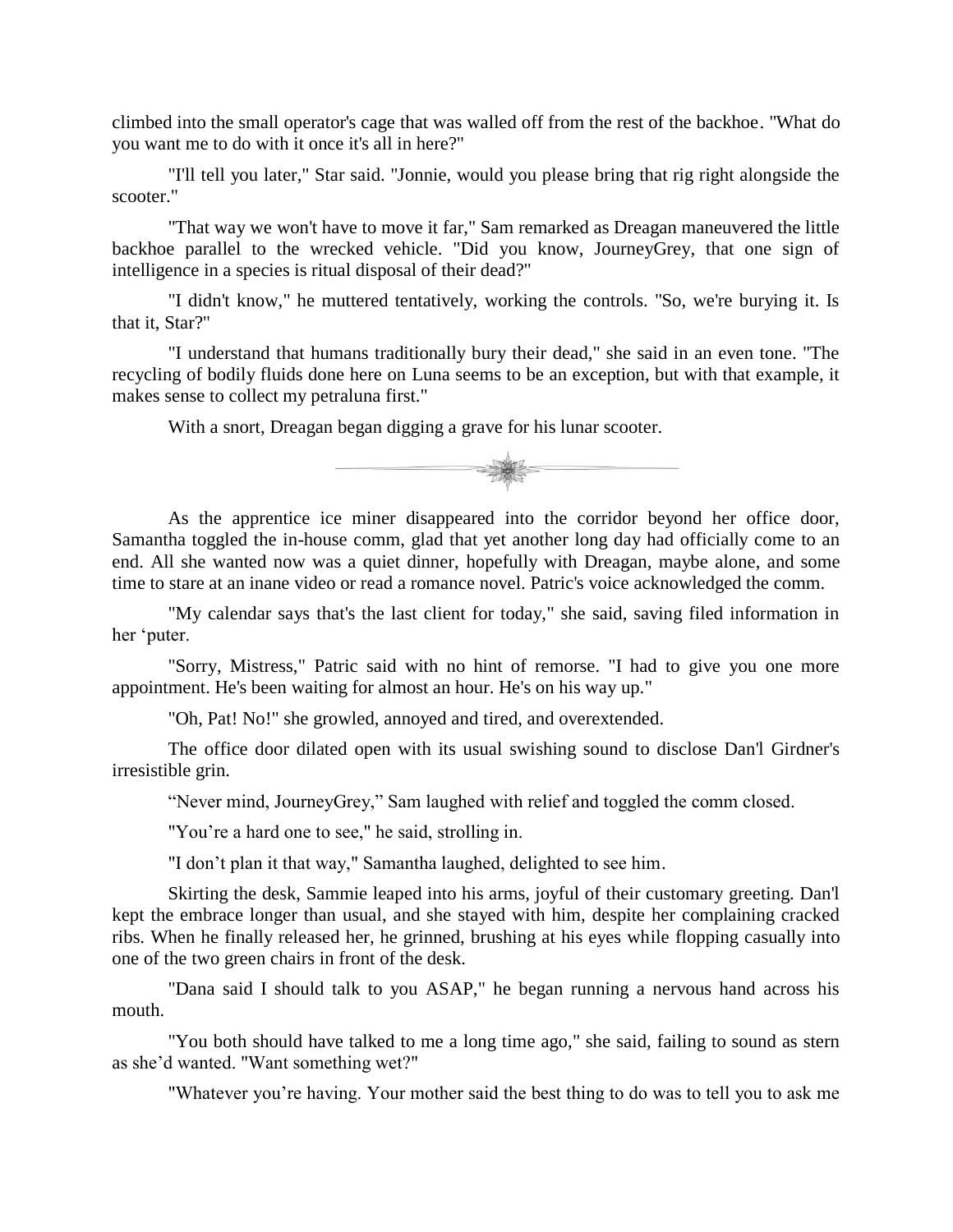climbed into the small operator's cage that was walled off from the rest of the backhoe. "What do you want me to do with it once it's all in here?"

"I'll tell you later," Star said. "Jonnie, would you please bring that rig right alongside the scooter."

"That way we won't have to move it far," Sam remarked as Dreagan maneuvered the little backhoe parallel to the wrecked vehicle. "Did you know, JourneyGrey, that one sign of intelligence in a species is ritual disposal of their dead?"

"I didn't know," he muttered tentatively, working the controls. "So, we're burying it. Is that it, Star?"

"I understand that humans traditionally bury their dead," she said in an even tone. "The recycling of bodily fluids done here on Luna seems to be an exception, but with that example, it makes sense to collect my petraluna first."

With a snort, Dreagan began digging a grave for his lunar scooter.

---

As the apprentice ice miner disappeared into the corridor beyond her office door, Samantha toggled the in-house comm, glad that yet another long day had officially come to an end. All she wanted now was a quiet dinner, hopefully with Dreagan, maybe alone, and some time to stare at an inane video or read a romance novel. Patric's voice acknowledged the comm.

"My calendar says that's the last client for today," she said, saving filed information in her 'puter.

"Sorry, Mistress," Patric said with no hint of remorse. "I had to give you one more appointment. He's been waiting for almost an hour. He's on his way up."

"Oh, Pat! No!" she growled, annoyed and tired, and overextended.

The office door dilated open with its usual swishing sound to disclose Dan'l Girdner's irresistible grin.

"Never mind, JourneyGrey," Sam laughed with relief and toggled the comm closed.

"You're a hard one to see," he said, strolling in.

"I don't plan it that way," Samantha laughed, delighted to see him.

Skirting the desk, Sammie leaped into his arms, joyful of their customary greeting. Dan'l kept the embrace longer than usual, and she stayed with him, despite her complaining cracked ribs. When he finally released her, he grinned, brushing at his eyes while flopping casually into one of the two green chairs in front of the desk.

"Dana said I should talk to you ASAP," he began running a nervous hand across his mouth.

"You both should have talked to me a long time ago," she said, failing to sound as stern as she'd wanted. "Want something wet?"

"Whatever you're having. Your mother said the best thing to do was to tell you to ask me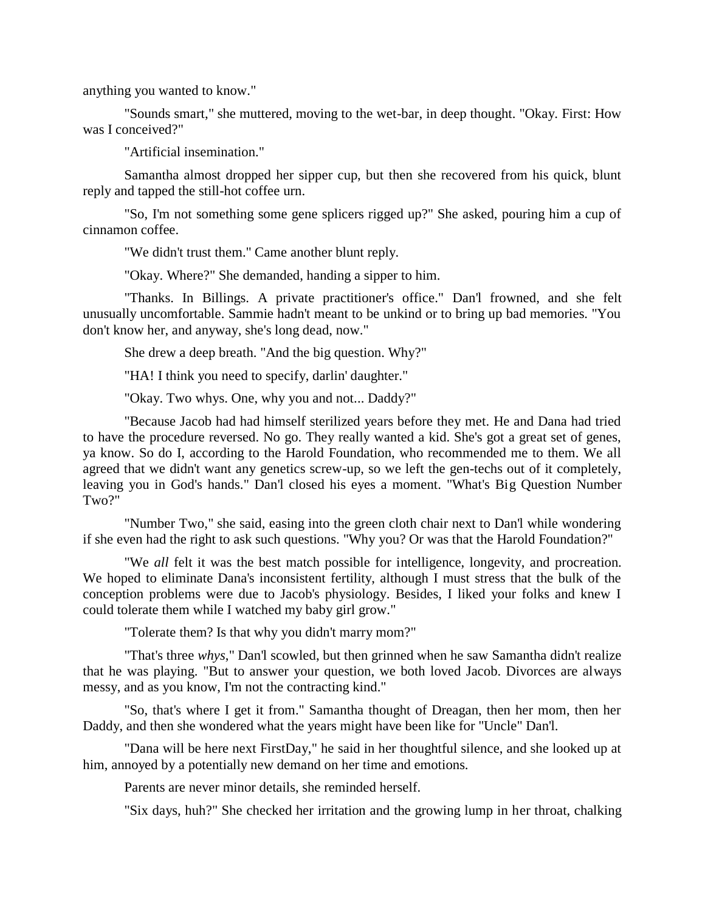anything you wanted to know."

"Sounds smart," she muttered, moving to the wet-bar, in deep thought. "Okay. First: How was I conceived?"

"Artificial insemination."

Samantha almost dropped her sipper cup, but then she recovered from his quick, blunt reply and tapped the still-hot coffee urn.

"So, I'm not something some gene splicers rigged up?" She asked, pouring him a cup of cinnamon coffee.

"We didn't trust them." Came another blunt reply.

"Okay. Where?" She demanded, handing a sipper to him.

"Thanks. In Billings. A private practitioner's office." Dan'l frowned, and she felt unusually uncomfortable. Sammie hadn't meant to be unkind or to bring up bad memories. "You don't know her, and anyway, she's long dead, now."

She drew a deep breath. "And the big question. Why?"

"HA! I think you need to specify, darlin' daughter."

"Okay. Two whys. One, why you and not... Daddy?"

"Because Jacob had had himself sterilized years before they met. He and Dana had tried to have the procedure reversed. No go. They really wanted a kid. She's got a great set of genes, ya know. So do I, according to the Harold Foundation, who recommended me to them. We all agreed that we didn't want any genetics screw-up, so we left the gen-techs out of it completely, leaving you in God's hands." Dan'l closed his eyes a moment. "What's Big Question Number Two?"

"Number Two," she said, easing into the green cloth chair next to Dan'l while wondering if she even had the right to ask such questions. "Why you? Or was that the Harold Foundation?"

"We *all* felt it was the best match possible for intelligence, longevity, and procreation. We hoped to eliminate Dana's inconsistent fertility, although I must stress that the bulk of the conception problems were due to Jacob's physiology. Besides, I liked your folks and knew I could tolerate them while I watched my baby girl grow."

"Tolerate them? Is that why you didn't marry mom?"

"That's three *whys*," Dan'l scowled, but then grinned when he saw Samantha didn't realize that he was playing. "But to answer your question, we both loved Jacob. Divorces are always messy, and as you know, I'm not the contracting kind."

"So, that's where I get it from." Samantha thought of Dreagan, then her mom, then her Daddy, and then she wondered what the years might have been like for "Uncle" Dan'l.

"Dana will be here next FirstDay," he said in her thoughtful silence, and she looked up at him, annoyed by a potentially new demand on her time and emotions.

Parents are never minor details, she reminded herself.

"Six days, huh?" She checked her irritation and the growing lump in her throat, chalking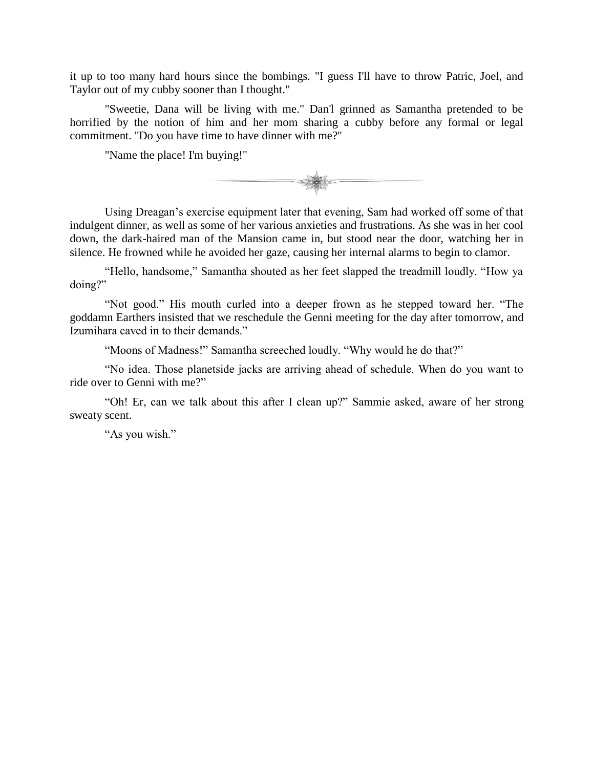it up to too many hard hours since the bombings. "I guess I'll have to throw Patric, Joel, and Taylor out of my cubby sooner than I thought."

"Sweetie, Dana will be living with me." Dan'l grinned as Samantha pretended to be horrified by the notion of him and her mom sharing a cubby before any formal or legal commitment. "Do you have time to have dinner with me?"

"Name the place! I'm buying!"

---

Using Dreagan’s exercise equipment later that evening, Sam had worked off some of that indulgent dinner, as well as some of her various anxieties and frustrations. As she was in her cool down, the dark-haired man of the Mansion came in, but stood near the door, watching her in silence. He frowned while he avoided her gaze, causing her internal alarms to begin to clamor.

“Hello, handsome,” Samantha shouted as her feet slapped the treadmill loudly. “How ya doing?”

“Not good.” His mouth curled into a deeper frown as he stepped toward her. “The goddamn Earthers insisted that we reschedule the Genni meeting for the day after tomorrow, and Izumihara caved in to their demands.”

“Moons of Madness!” Samantha screeched loudly. “Why would he do that?”

“No idea. Those planetside jacks are arriving ahead of schedule. When do you want to ride over to Genni with me?”

“Oh! Er, can we talk about this after I clean up?” Sammie asked, aware of her strong sweaty scent.

“As you wish.”